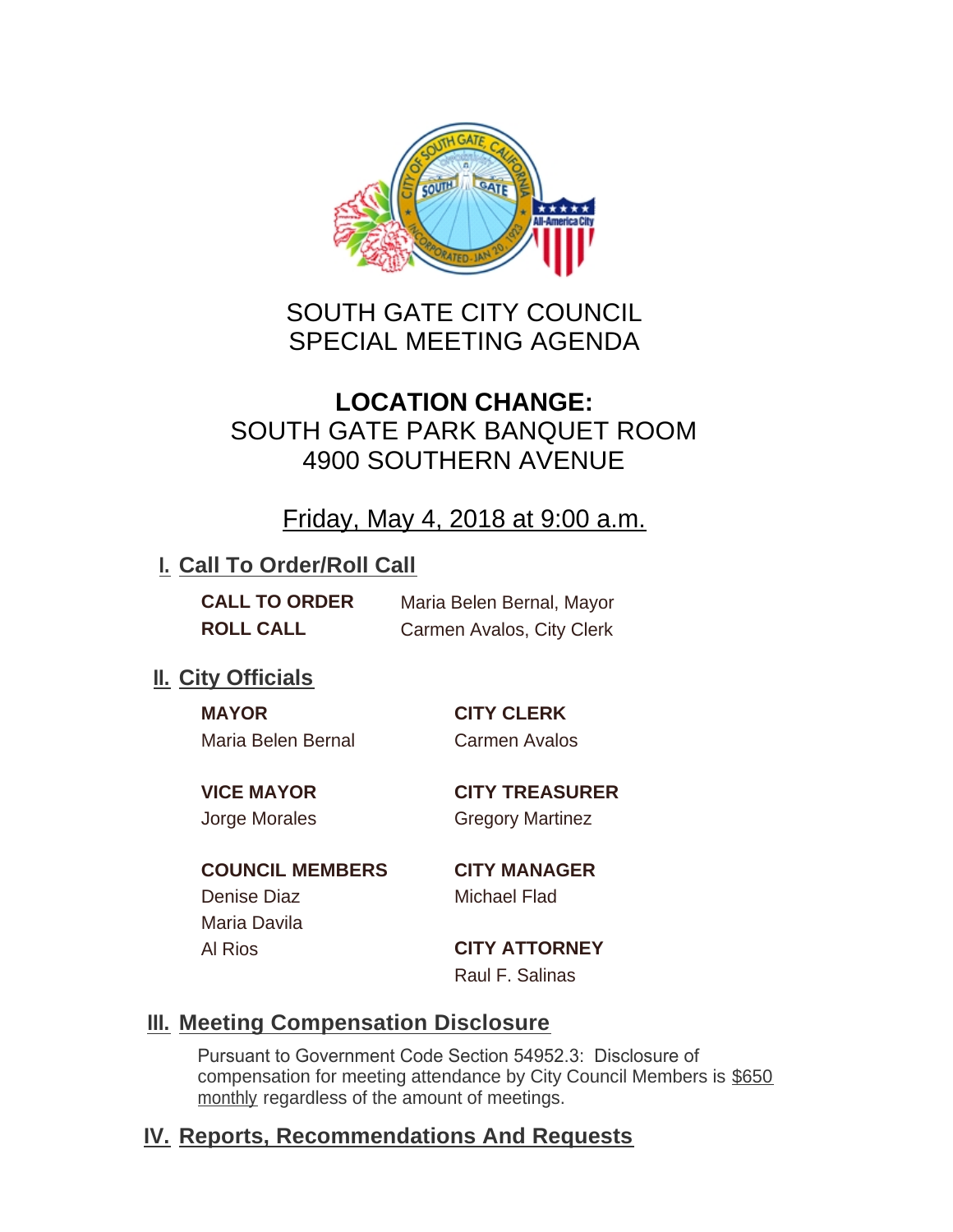# SOUTH GATE CITY COUNCIL
# SPECIAL MEETING AGENDA

## LOCATION CHANGE:
SOUTH GATE PARK BANQUET ROOM
4900 SOUTHERN AVENUE

Friday, May 4, 2018 at 9:00 a.m.

## I. Call To Order/Roll Call

**CALL TO ORDER** Maria Belen Bernal, Mayor
**ROLL CALL** Carmen Avalos, City Clerk

## II. City Officials

**MAYOR**
Maria Belen Bernal

**VICE MAYOR**
Jorge Morales

**COUNCIL MEMBERS**
Denise Diaz
Maria Davila
Al Rios

**CITY CLERK**
Carmen Avalos

**CITY TREASURER**
Gregory Martinez

**CITY MANAGER**
Michael Flad

**CITY ATTORNEY**
Raul F. Salinas

## III. Meeting Compensation Disclosure

Pursuant to Government Code Section 54952.3: Disclosure of compensation for meeting attendance by City Council Members is $650 monthly regardless of the amount of meetings.

## IV. Reports, Recommendations And Requests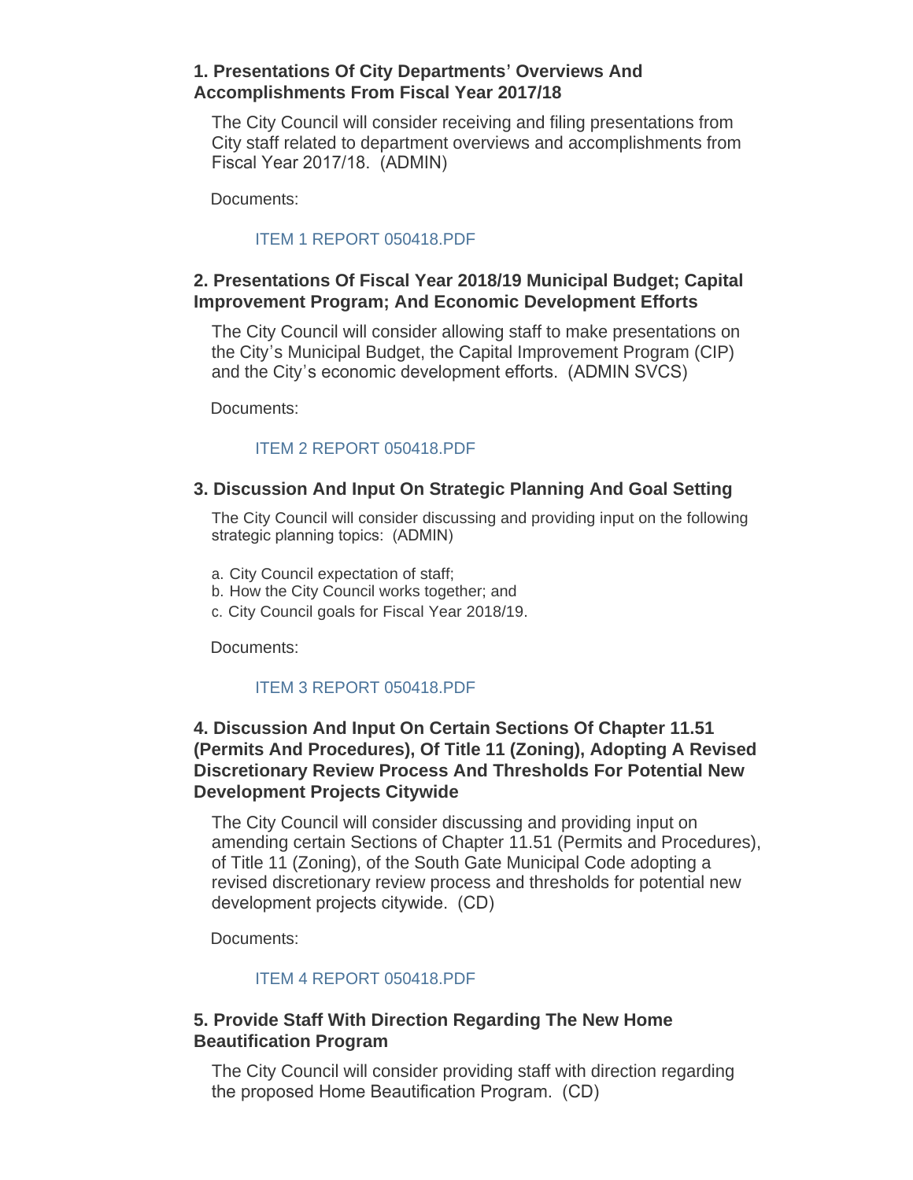### 1. Presentations Of City Departments' Overviews And Accomplishments From Fiscal Year 2017/18

The City Council will consider receiving and filing presentations from City staff related to department overviews and accomplishments from Fiscal Year 2017/18. (ADMIN)

Documents:

ITEM 1 REPORT 050418.PDF

### 2. Presentations Of Fiscal Year 2018/19 Municipal Budget; Capital Improvement Program; And Economic Development Efforts

The City Council will consider allowing staff to make presentations on the City's Municipal Budget, the Capital Improvement Program (CIP) and the City's economic development efforts. (ADMIN SVCS)

Documents:

ITEM 2 REPORT 050418.PDF

### 3. Discussion And Input On Strategic Planning And Goal Setting

The City Council will consider discussing and providing input on the following strategic planning topics: (ADMIN)

a. City Council expectation of staff;
b. How the City Council works together; and
c. City Council goals for Fiscal Year 2018/19.

Documents:

ITEM 3 REPORT 050418.PDF

### 4. Discussion And Input On Certain Sections Of Chapter 11.51 (Permits And Procedures), Of Title 11 (Zoning), Adopting A Revised Discretionary Review Process And Thresholds For Potential New Development Projects Citywide

The City Council will consider discussing and providing input on amending certain Sections of Chapter 11.51 (Permits and Procedures), of Title 11 (Zoning), of the South Gate Municipal Code adopting a revised discretionary review process and thresholds for potential new development projects citywide. (CD)

Documents:

ITEM 4 REPORT 050418.PDF

### 5. Provide Staff With Direction Regarding The New Home Beautification Program

The City Council will consider providing staff with direction regarding the proposed Home Beautification Program. (CD)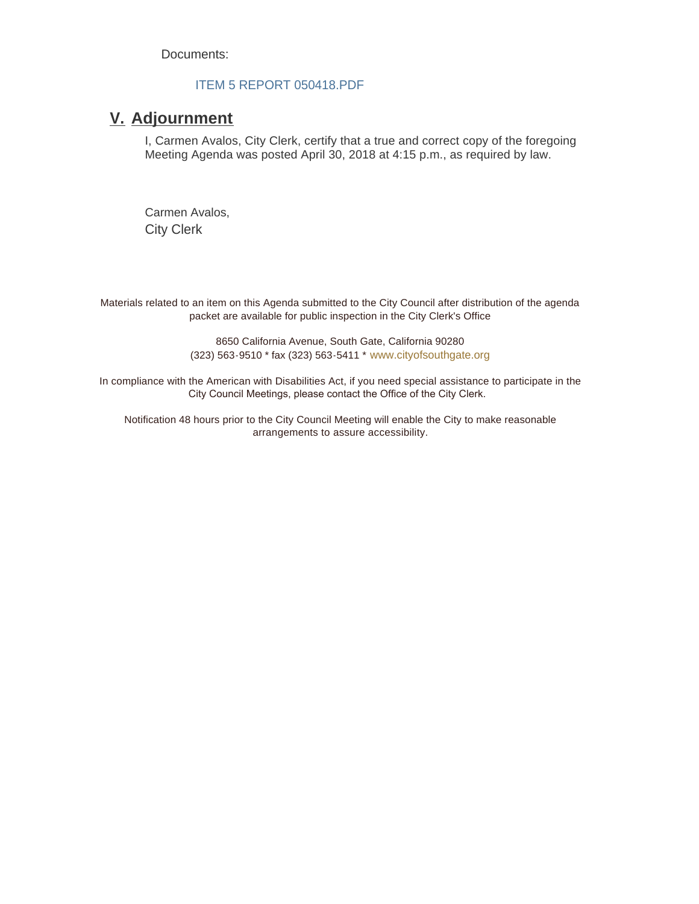Documents:

ITEM 5 REPORT 050418.PDF

## V. Adjournment

I, Carmen Avalos, City Clerk, certify that a true and correct copy of the foregoing Meeting Agenda was posted April 30, 2018 at 4:15 p.m., as required by law.

Carmen Avalos,
City Clerk

Materials related to an item on this Agenda submitted to the City Council after distribution of the agenda packet are available for public inspection in the City Clerk's Office

8650 California Avenue, South Gate, California 90280
(323) 563-9510 * fax (323) 563-5411 * www.cityofsouthgate.org

In compliance with the American with Disabilities Act, if you need special assistance to participate in the City Council Meetings, please contact the Office of the City Clerk.

Notification 48 hours prior to the City Council Meeting will enable the City to make reasonable arrangements to assure accessibility.